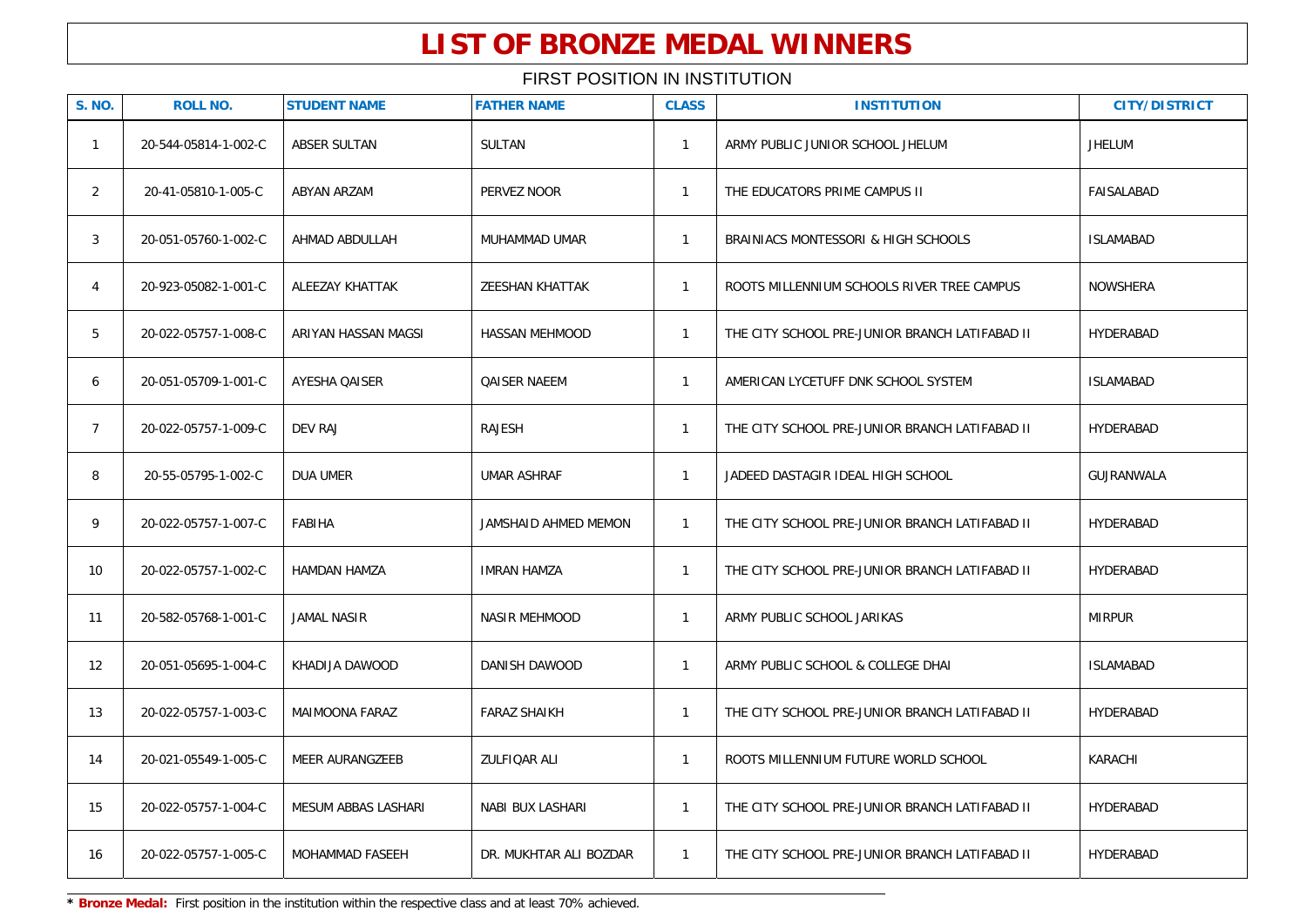# LIST OF BRONZE MEDAL WINNERS

## FIRST POSITION IN INSTITUTION

| S. NO. | ROLL NO. | STUDENT NAME | FATHER NAME | CLASS | INSTITUTION | CITY/DISTRICT |
|---|---|---|---|---|---|---|
| 1 | 20-544-05814-1-002-C | ABSER SULTAN | SULTAN | 1 | ARMY PUBLIC JUNIOR SCHOOL JHELUM | JHELUM |
| 2 | 20-41-05810-1-005-C | ABYAN ARZAM | PERVEZ NOOR | 1 | THE EDUCATORS PRIME CAMPUS II | FAISALABAD |
| 3 | 20-051-05760-1-002-C | AHMAD ABDULLAH | MUHAMMAD UMAR | 1 | BRAINIACS MONTESSORI & HIGH SCHOOLS | ISLAMABAD |
| 4 | 20-923-05082-1-001-C | ALEEZAY KHATTAK | ZEESHAN KHATTAK | 1 | ROOTS MILLENNIUM SCHOOLS RIVER TREE CAMPUS | NOWSHERA |
| 5 | 20-022-05757-1-008-C | ARIYAN HASSAN MAGSI | HASSAN MEHMOOD | 1 | THE CITY SCHOOL PRE-JUNIOR BRANCH LATIFABAD II | HYDERABAD |
| 6 | 20-051-05709-1-001-C | AYESHA QAISER | QAISER NAEEM | 1 | AMERICAN LYCETUFF DNK SCHOOL SYSTEM | ISLAMABAD |
| 7 | 20-022-05757-1-009-C | DEV RAJ | RAJESH | 1 | THE CITY SCHOOL PRE-JUNIOR BRANCH LATIFABAD II | HYDERABAD |
| 8 | 20-55-05795-1-002-C | DUA UMER | UMAR ASHRAF | 1 | JADEED DASTAGIR IDEAL HIGH SCHOOL | GUJRANWALA |
| 9 | 20-022-05757-1-007-C | FABIHA | JAMSHAID AHMED MEMON | 1 | THE CITY SCHOOL PRE-JUNIOR BRANCH LATIFABAD II | HYDERABAD |
| 10 | 20-022-05757-1-002-C | HAMDAN HAMZA | IMRAN HAMZA | 1 | THE CITY SCHOOL PRE-JUNIOR BRANCH LATIFABAD II | HYDERABAD |
| 11 | 20-582-05768-1-001-C | JAMAL NASIR | NASIR MEHMOOD | 1 | ARMY PUBLIC SCHOOL JARIKAS | MIRPUR |
| 12 | 20-051-05695-1-004-C | KHADIJA DAWOOD | DANISH DAWOOD | 1 | ARMY PUBLIC SCHOOL & COLLEGE DHAI | ISLAMABAD |
| 13 | 20-022-05757-1-003-C | MAIMOONA FARAZ | FARAZ SHAIKH | 1 | THE CITY SCHOOL PRE-JUNIOR BRANCH LATIFABAD II | HYDERABAD |
| 14 | 20-021-05549-1-005-C | MEER AURANGZEEB | ZULFIQAR ALI | 1 | ROOTS MILLENNIUM FUTURE WORLD SCHOOL | KARACHI |
| 15 | 20-022-05757-1-004-C | MESUM ABBAS LASHARI | NABI BUX LASHARI | 1 | THE CITY SCHOOL PRE-JUNIOR BRANCH LATIFABAD II | HYDERABAD |
| 16 | 20-022-05757-1-005-C | MOHAMMAD FASEEH | DR. MUKHTAR ALI BOZDAR | 1 | THE CITY SCHOOL PRE-JUNIOR BRANCH LATIFABAD II | HYDERABAD |

* **Bronze Medal:** First position in the institution within the respective class and at least 70% achieved.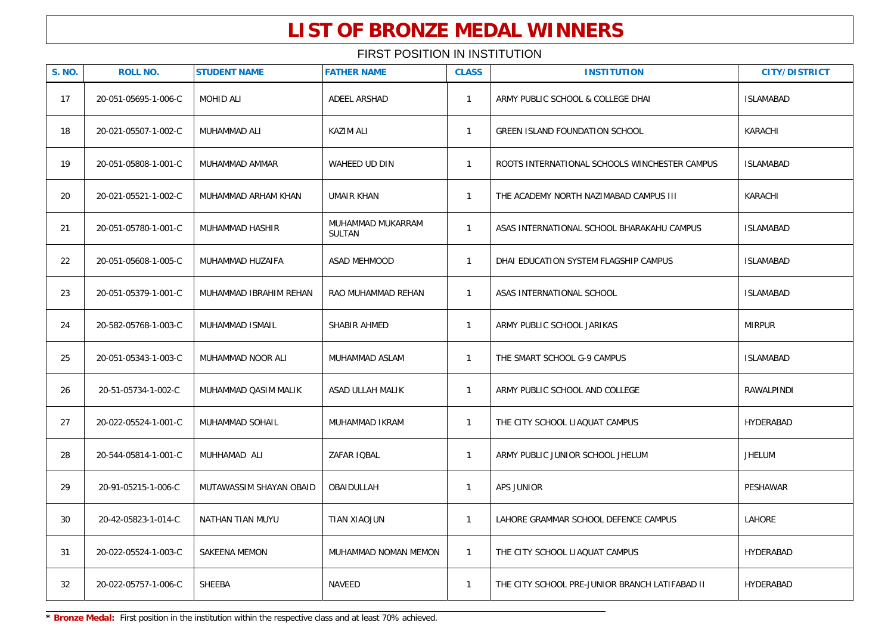# LIST OF BRONZE MEDAL WINNERS

FIRST POSITION IN INSTITUTION

| S. NO. | ROLL NO. | STUDENT NAME | FATHER NAME | CLASS | INSTITUTION | CITY/DISTRICT |
|---|---|---|---|---|---|---|
| 17 | 20-051-05695-1-006-C | MOHID ALI | ADEEL ARSHAD | 1 | ARMY PUBLIC SCHOOL & COLLEGE DHAI | ISLAMABAD |
| 18 | 20-021-05507-1-002-C | MUHAMMAD ALI | KAZIM ALI | 1 | GREEN ISLAND FOUNDATION SCHOOL | KARACHI |
| 19 | 20-051-05808-1-001-C | MUHAMMAD AMMAR | WAHEED UD DIN | 1 | ROOTS INTERNATIONAL SCHOOLS WINCHESTER CAMPUS | ISLAMABAD |
| 20 | 20-021-05521-1-002-C | MUHAMMAD ARHAM KHAN | UMAIR KHAN | 1 | THE ACADEMY NORTH NAZIMABAD CAMPUS III | KARACHI |
| 21 | 20-051-05780-1-001-C | MUHAMMAD HASHIR | MUHAMMAD MUKARRAM SULTAN | 1 | ASAS INTERNATIONAL SCHOOL BHARAKAHU CAMPUS | ISLAMABAD |
| 22 | 20-051-05608-1-005-C | MUHAMMAD HUZAIFA | ASAD MEHMOOD | 1 | DHAI EDUCATION SYSTEM FLAGSHIP CAMPUS | ISLAMABAD |
| 23 | 20-051-05379-1-001-C | MUHAMMAD IBRAHIM REHAN | RAO MUHAMMAD REHAN | 1 | ASAS INTERNATIONAL SCHOOL | ISLAMABAD |
| 24 | 20-582-05768-1-003-C | MUHAMMAD ISMAIL | SHABIR AHMED | 1 | ARMY PUBLIC SCHOOL JARIKAS | MIRPUR |
| 25 | 20-051-05343-1-003-C | MUHAMMAD NOOR ALI | MUHAMMAD ASLAM | 1 | THE SMART SCHOOL G-9 CAMPUS | ISLAMABAD |
| 26 | 20-51-05734-1-002-C | MUHAMMAD QASIM MALIK | ASAD ULLAH MALIK | 1 | ARMY PUBLIC SCHOOL AND COLLEGE | RAWALPINDI |
| 27 | 20-022-05524-1-001-C | MUHAMMAD SOHAIL | MUHAMMAD IKRAM | 1 | THE CITY SCHOOL LIAQUAT CAMPUS | HYDERABAD |
| 28 | 20-544-05814-1-001-C | MUHHAMAD ALI | ZAFAR IQBAL | 1 | ARMY PUBLIC JUNIOR SCHOOL JHELUM | JHELUM |
| 29 | 20-91-05215-1-006-C | MUTAWASSIM SHAYAN OBAID | OBAIDULLAH | 1 | APS JUNIOR | PESHAWAR |
| 30 | 20-42-05823-1-014-C | NATHAN TIAN MUYU | TIAN XIAOJUN | 1 | LAHORE GRAMMAR SCHOOL DEFENCE CAMPUS | LAHORE |
| 31 | 20-022-05524-1-003-C | SAKEENA MEMON | MUHAMMAD NOMAN MEMON | 1 | THE CITY SCHOOL LIAQUAT CAMPUS | HYDERABAD |
| 32 | 20-022-05757-1-006-C | SHEEBA | NAVEED | 1 | THE CITY SCHOOL PRE-JUNIOR BRANCH LATIFABAD II | HYDERABAD |

* **Bronze Medal:** First position in the institution within the respective class and at least 70% achieved.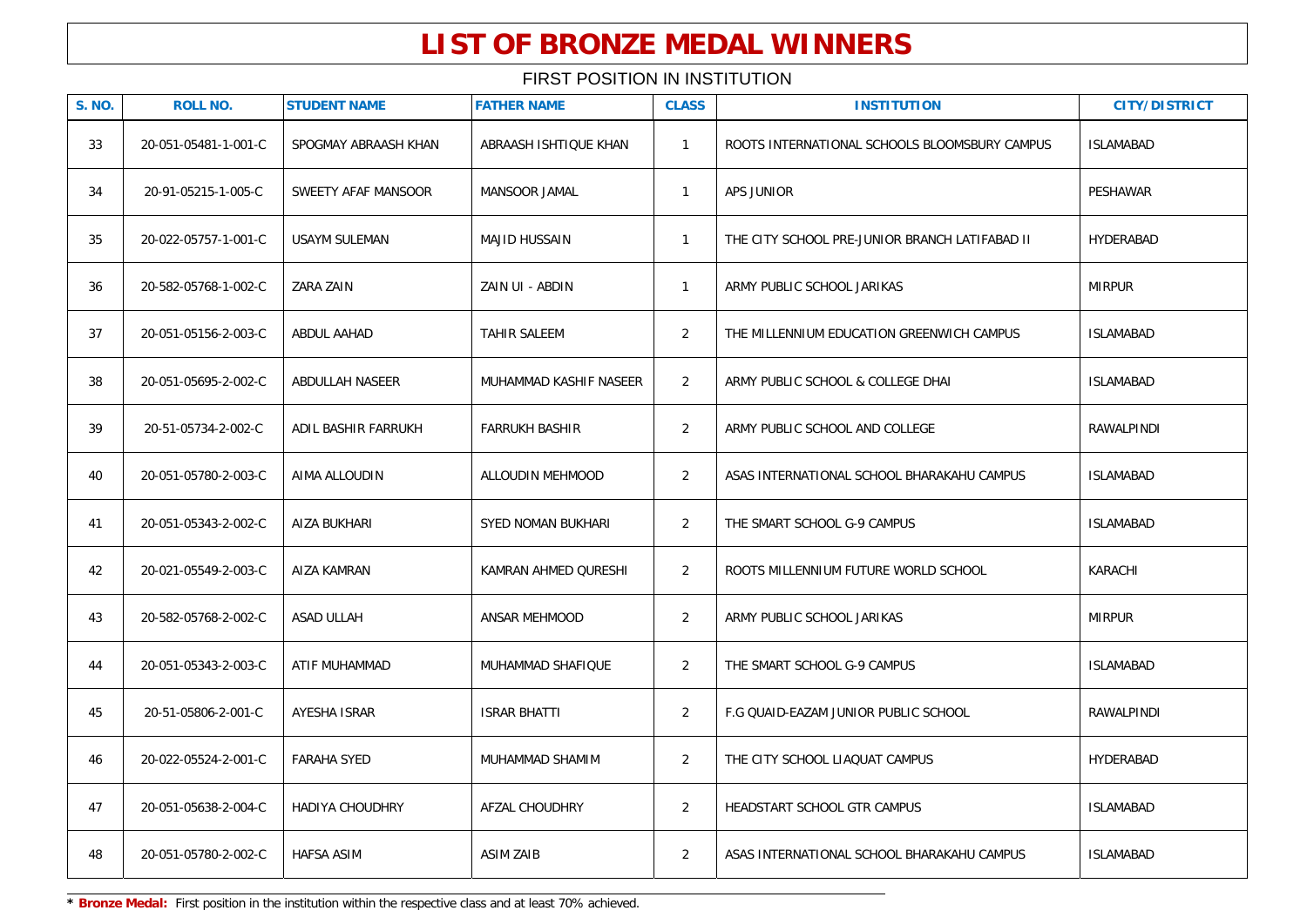# LIST OF BRONZE MEDAL WINNERS

FIRST POSITION IN INSTITUTION

| S. NO. | ROLL NO. | STUDENT NAME | FATHER NAME | CLASS | INSTITUTION | CITY/DISTRICT |
|---|---|---|---|---|---|---|
| 33 | 20-051-05481-1-001-C | SPOGMAY ABRAASH KHAN | ABRAASH ISHTIQUE KHAN | 1 | ROOTS INTERNATIONAL SCHOOLS BLOOMSBURY CAMPUS | ISLAMABAD |
| 34 | 20-91-05215-1-005-C | SWEETY AFAF MANSOOR | MANSOOR JAMAL | 1 | APS JUNIOR | PESHAWAR |
| 35 | 20-022-05757-1-001-C | USAYM SULEMAN | MAJID HUSSAIN | 1 | THE CITY SCHOOL PRE-JUNIOR BRANCH LATIFABAD II | HYDERABAD |
| 36 | 20-582-05768-1-002-C | ZARA ZAIN | ZAIN UI - ABDIN | 1 | ARMY PUBLIC SCHOOL JARIKAS | MIRPUR |
| 37 | 20-051-05156-2-003-C | ABDUL AAHAD | TAHIR SALEEM | 2 | THE MILLENNIUM EDUCATION GREENWICH CAMPUS | ISLAMABAD |
| 38 | 20-051-05695-2-002-C | ABDULLAH NASEER | MUHAMMAD KASHIF NASEER | 2 | ARMY PUBLIC SCHOOL & COLLEGE DHAI | ISLAMABAD |
| 39 | 20-51-05734-2-002-C | ADIL BASHIR FARRUKH | FARRUKH BASHIR | 2 | ARMY PUBLIC SCHOOL AND COLLEGE | RAWALPINDI |
| 40 | 20-051-05780-2-003-C | AIMA ALLOUDIN | ALLOUDIN MEHMOOD | 2 | ASAS INTERNATIONAL SCHOOL BHARAKAHU CAMPUS | ISLAMABAD |
| 41 | 20-051-05343-2-002-C | AIZA BUKHARI | SYED NOMAN BUKHARI | 2 | THE SMART SCHOOL G-9 CAMPUS | ISLAMABAD |
| 42 | 20-021-05549-2-003-C | AIZA KAMRAN | KAMRAN AHMED QURESHI | 2 | ROOTS MILLENNIUM FUTURE WORLD SCHOOL | KARACHI |
| 43 | 20-582-05768-2-002-C | ASAD ULLAH | ANSAR MEHMOOD | 2 | ARMY PUBLIC SCHOOL JARIKAS | MIRPUR |
| 44 | 20-051-05343-2-003-C | ATIF MUHAMMAD | MUHAMMAD SHAFIQUE | 2 | THE SMART SCHOOL G-9 CAMPUS | ISLAMABAD |
| 45 | 20-51-05806-2-001-C | AYESHA ISRAR | ISRAR BHATTI | 2 | F.G QUAID-EAZAM JUNIOR PUBLIC SCHOOL | RAWALPINDI |
| 46 | 20-022-05524-2-001-C | FARAHA SYED | MUHAMMAD SHAMIM | 2 | THE CITY SCHOOL LIAQUAT CAMPUS | HYDERABAD |
| 47 | 20-051-05638-2-004-C | HADIYA CHOUDHRY | AFZAL CHOUDHRY | 2 | HEADSTART SCHOOL GTR CAMPUS | ISLAMABAD |
| 48 | 20-051-05780-2-002-C | HAFSA ASIM | ASIM ZAIB | 2 | ASAS INTERNATIONAL SCHOOL BHARAKAHU CAMPUS | ISLAMABAD |

* **Bronze Medal:** First position in the institution within the respective class and at least 70% achieved.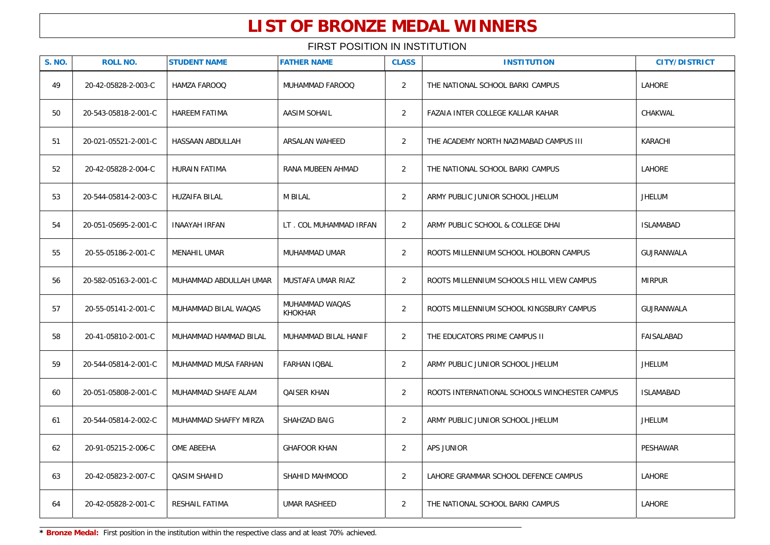# LIST OF BRONZE MEDAL WINNERS

FIRST POSITION IN INSTITUTION

| S. NO. | ROLL NO. | STUDENT NAME | FATHER NAME | CLASS | INSTITUTION | CITY/DISTRICT |
|---|---|---|---|---|---|---|
| 49 | 20-42-05828-2-003-C | HAMZA FAROOQ | MUHAMMAD FAROOQ | 2 | THE NATIONAL SCHOOL BARKI CAMPUS | LAHORE |
| 50 | 20-543-05818-2-001-C | HAREEM FATIMA | AASIM SOHAIL | 2 | FAZAIA INTER COLLEGE KALLAR KAHAR | CHAKWAL |
| 51 | 20-021-05521-2-001-C | HASSAAN ABDULLAH | ARSALAN WAHEED | 2 | THE ACADEMY NORTH NAZIMABAD CAMPUS III | KARACHI |
| 52 | 20-42-05828-2-004-C | HURAIN FATIMA | RANA MUBEEN AHMAD | 2 | THE NATIONAL SCHOOL BARKI CAMPUS | LAHORE |
| 53 | 20-544-05814-2-003-C | HUZAIFA BILAL | M BILAL | 2 | ARMY PUBLIC JUNIOR SCHOOL JHELUM | JHELUM |
| 54 | 20-051-05695-2-001-C | INAAYAH IRFAN | LT . COL MUHAMMAD IRFAN | 2 | ARMY PUBLIC SCHOOL & COLLEGE DHAI | ISLAMABAD |
| 55 | 20-55-05186-2-001-C | MENAHIL UMAR | MUHAMMAD UMAR | 2 | ROOTS MILLENNIUM SCHOOL HOLBORN CAMPUS | GUJRANWALA |
| 56 | 20-582-05163-2-001-C | MUHAMMAD ABDULLAH UMAR | MUSTAFA UMAR RIAZ | 2 | ROOTS MILLENNIUM SCHOOLS HILL VIEW CAMPUS | MIRPUR |
| 57 | 20-55-05141-2-001-C | MUHAMMAD BILAL WAQAS | MUHAMMAD WAQAS KHOKHAR | 2 | ROOTS MILLENNIUM SCHOOL KINGSBURY CAMPUS | GUJRANWALA |
| 58 | 20-41-05810-2-001-C | MUHAMMAD HAMMAD BILAL | MUHAMMAD BILAL HANIF | 2 | THE EDUCATORS PRIME CAMPUS II | FAISALABAD |
| 59 | 20-544-05814-2-001-C | MUHAMMAD MUSA FARHAN | FARHAN IQBAL | 2 | ARMY PUBLIC JUNIOR SCHOOL JHELUM | JHELUM |
| 60 | 20-051-05808-2-001-C | MUHAMMAD SHAFE ALAM | QAISER KHAN | 2 | ROOTS INTERNATIONAL SCHOOLS WINCHESTER CAMPUS | ISLAMABAD |
| 61 | 20-544-05814-2-002-C | MUHAMMAD SHAFFY MIRZA | SHAHZAD BAIG | 2 | ARMY PUBLIC JUNIOR SCHOOL JHELUM | JHELUM |
| 62 | 20-91-05215-2-006-C | OME ABEEHA | GHAFOOR KHAN | 2 | APS JUNIOR | PESHAWAR |
| 63 | 20-42-05823-2-007-C | QASIM SHAHID | SHAHID MAHMOOD | 2 | LAHORE GRAMMAR SCHOOL DEFENCE CAMPUS | LAHORE |
| 64 | 20-42-05828-2-001-C | RESHAIL FATIMA | UMAR RASHEED | 2 | THE NATIONAL SCHOOL BARKI CAMPUS | LAHORE |

* **Bronze Medal:** First position in the institution within the respective class and at least 70% achieved.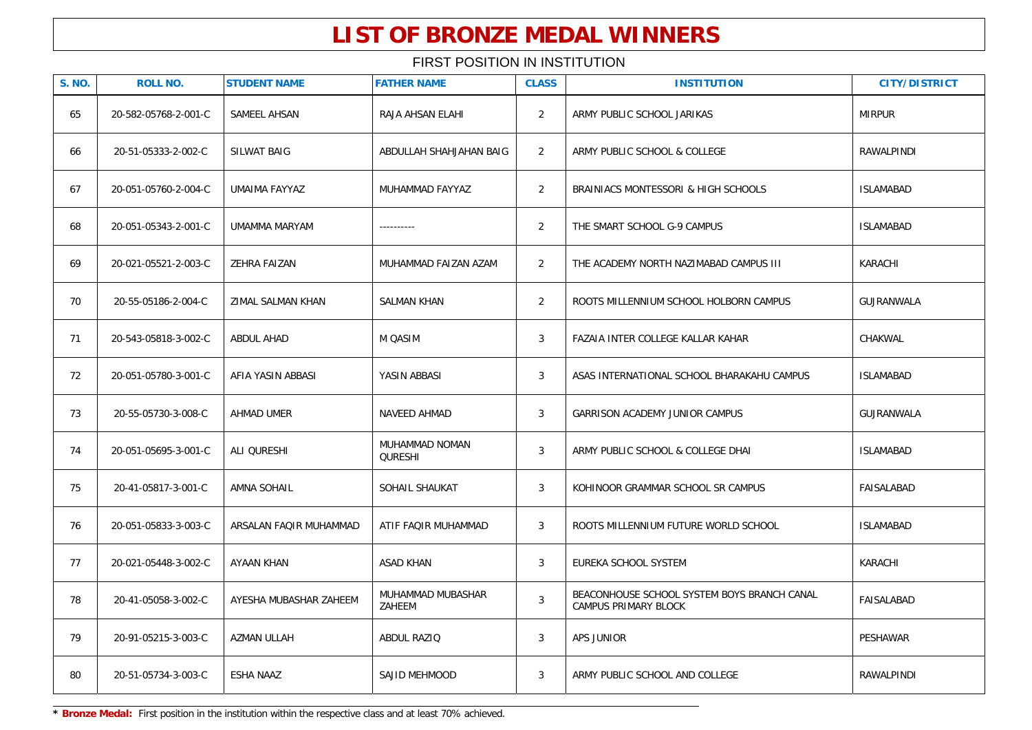# LIST OF BRONZE MEDAL WINNERS

FIRST POSITION IN INSTITUTION

| S. NO. | ROLL NO. | STUDENT NAME | FATHER NAME | CLASS | INSTITUTION | CITY/DISTRICT |
|---|---|---|---|---|---|---|
| 65 | 20-582-05768-2-001-C | SAMEEL AHSAN | RAJA AHSAN ELAHI | 2 | ARMY PUBLIC SCHOOL JARIKAS | MIRPUR |
| 66 | 20-51-05333-2-002-C | SILWAT BAIG | ABDULLAH SHAHJAHAN BAIG | 2 | ARMY PUBLIC SCHOOL & COLLEGE | RAWALPINDI |
| 67 | 20-051-05760-2-004-C | UMAIMA FAYYAZ | MUHAMMAD FAYYAZ | 2 | BRAINIACS MONTESSORI & HIGH SCHOOLS | ISLAMABAD |
| 68 | 20-051-05343-2-001-C | UMAMMA MARYAM | ---------- | 2 | THE SMART SCHOOL G-9 CAMPUS | ISLAMABAD |
| 69 | 20-021-05521-2-003-C | ZEHRA FAIZAN | MUHAMMAD FAIZAN AZAM | 2 | THE ACADEMY NORTH NAZIMABAD CAMPUS III | KARACHI |
| 70 | 20-55-05186-2-004-C | ZIMAL SALMAN KHAN | SALMAN KHAN | 2 | ROOTS MILLENNIUM SCHOOL HOLBORN CAMPUS | GUJRANWALA |
| 71 | 20-543-05818-3-002-C | ABDUL AHAD | M QASIM | 3 | FAZAIA INTER COLLEGE KALLAR KAHAR | CHAKWAL |
| 72 | 20-051-05780-3-001-C | AFIA YASIN ABBASI | YASIN ABBASI | 3 | ASAS INTERNATIONAL SCHOOL BHARAKAHU CAMPUS | ISLAMABAD |
| 73 | 20-55-05730-3-008-C | AHMAD UMER | NAVEED AHMAD | 3 | GARRISON ACADEMY JUNIOR CAMPUS | GUJRANWALA |
| 74 | 20-051-05695-3-001-C | ALI QURESHI | MUHAMMAD NOMAN QURESHI | 3 | ARMY PUBLIC SCHOOL & COLLEGE DHAI | ISLAMABAD |
| 75 | 20-41-05817-3-001-C | AMNA SOHAIL | SOHAIL SHAUKAT | 3 | KOHINOOR GRAMMAR SCHOOL SR CAMPUS | FAISALABAD |
| 76 | 20-051-05833-3-003-C | ARSALAN FAQIR MUHAMMAD | ATIF FAQIR MUHAMMAD | 3 | ROOTS MILLENNIUM FUTURE WORLD SCHOOL | ISLAMABAD |
| 77 | 20-021-05448-3-002-C | AYAAN KHAN | ASAD KHAN | 3 | EUREKA SCHOOL SYSTEM | KARACHI |
| 78 | 20-41-05058-3-002-C | AYESHA MUBASHAR ZAHEEM | MUHAMMAD MUBASHAR ZAHEEM | 3 | BEACONHOUSE SCHOOL SYSTEM BOYS BRANCH CANAL CAMPUS PRIMARY BLOCK | FAISALABAD |
| 79 | 20-91-05215-3-003-C | AZMAN ULLAH | ABDUL RAZIQ | 3 | APS JUNIOR | PESHAWAR |
| 80 | 20-51-05734-3-003-C | ESHA NAAZ | SAJID MEHMOOD | 3 | ARMY PUBLIC SCHOOL AND COLLEGE | RAWALPINDI |

* **Bronze Medal:** First position in the institution within the respective class and at least 70% achieved.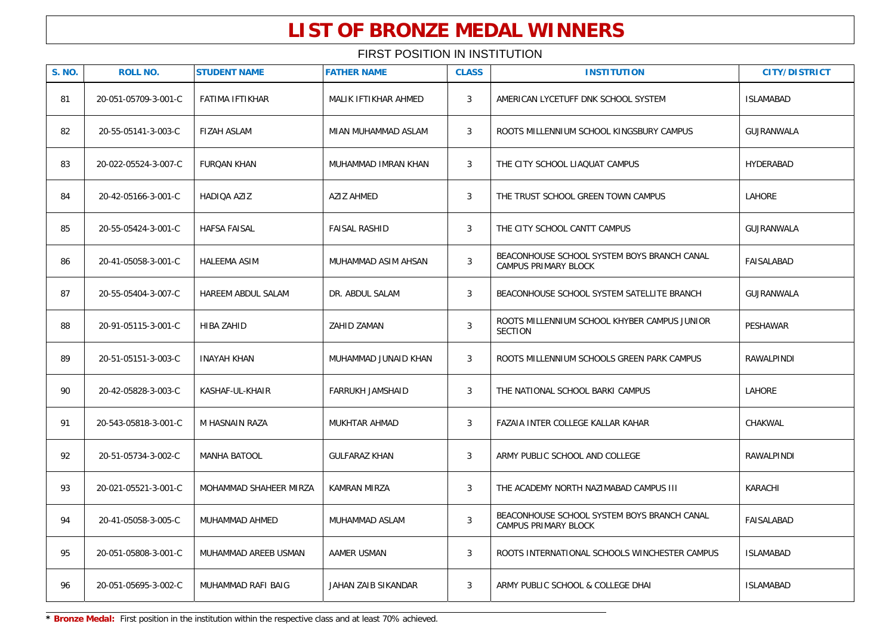# LIST OF BRONZE MEDAL WINNERS

FIRST POSITION IN INSTITUTION

| S. NO. | ROLL NO. | STUDENT NAME | FATHER NAME | CLASS | INSTITUTION | CITY/DISTRICT |
|---|---|---|---|---|---|---|
| 81 | 20-051-05709-3-001-C | FATIMA IFTIKHAR | MALIK IFTIKHAR AHMED | 3 | AMERICAN LYCETUFF DNK SCHOOL SYSTEM | ISLAMABAD |
| 82 | 20-55-05141-3-003-C | FIZAH ASLAM | MIAN MUHAMMAD ASLAM | 3 | ROOTS MILLENNIUM SCHOOL KINGSBURY CAMPUS | GUJRANWALA |
| 83 | 20-022-05524-3-007-C | FURQAN KHAN | MUHAMMAD IMRAN KHAN | 3 | THE CITY SCHOOL LIAQUAT CAMPUS | HYDERABAD |
| 84 | 20-42-05166-3-001-C | HADIQA AZIZ | AZIZ AHMED | 3 | THE TRUST SCHOOL GREEN TOWN CAMPUS | LAHORE |
| 85 | 20-55-05424-3-001-C | HAFSA FAISAL | FAISAL RASHID | 3 | THE CITY SCHOOL CANTT CAMPUS | GUJRANWALA |
| 86 | 20-41-05058-3-001-C | HALEEMA ASIM | MUHAMMAD ASIM AHSAN | 3 | BEACONHOUSE SCHOOL SYSTEM BOYS BRANCH CANAL CAMPUS PRIMARY BLOCK | FAISALABAD |
| 87 | 20-55-05404-3-007-C | HAREEM ABDUL SALAM | DR. ABDUL SALAM | 3 | BEACONHOUSE SCHOOL SYSTEM SATELLITE BRANCH | GUJRANWALA |
| 88 | 20-91-05115-3-001-C | HIBA ZAHID | ZAHID ZAMAN | 3 | ROOTS MILLENNIUM SCHOOL KHYBER CAMPUS JUNIOR SECTION | PESHAWAR |
| 89 | 20-51-05151-3-003-C | INAYAH KHAN | MUHAMMAD JUNAID KHAN | 3 | ROOTS MILLENNIUM SCHOOLS GREEN PARK CAMPUS | RAWALPINDI |
| 90 | 20-42-05828-3-003-C | KASHAF-UL-KHAIR | FARRUKH JAMSHAID | 3 | THE NATIONAL SCHOOL BARKI CAMPUS | LAHORE |
| 91 | 20-543-05818-3-001-C | M HASNAIN RAZA | MUKHTAR AHMAD | 3 | FAZAIA INTER COLLEGE KALLAR KAHAR | CHAKWAL |
| 92 | 20-51-05734-3-002-C | MANHA BATOOL | GULFARAZ KHAN | 3 | ARMY PUBLIC SCHOOL AND COLLEGE | RAWALPINDI |
| 93 | 20-021-05521-3-001-C | MOHAMMAD SHAHEER MIRZA | KAMRAN MIRZA | 3 | THE ACADEMY NORTH NAZIMABAD CAMPUS III | KARACHI |
| 94 | 20-41-05058-3-005-C | MUHAMMAD AHMED | MUHAMMAD ASLAM | 3 | BEACONHOUSE SCHOOL SYSTEM BOYS BRANCH CANAL CAMPUS PRIMARY BLOCK | FAISALABAD |
| 95 | 20-051-05808-3-001-C | MUHAMMAD AREEB USMAN | AAMER USMAN | 3 | ROOTS INTERNATIONAL SCHOOLS WINCHESTER CAMPUS | ISLAMABAD |
| 96 | 20-051-05695-3-002-C | MUHAMMAD RAFI BAIG | JAHAN ZAIB SIKANDAR | 3 | ARMY PUBLIC SCHOOL & COLLEGE DHAI | ISLAMABAD |

* **Bronze Medal:** First position in the institution within the respective class and at least 70% achieved.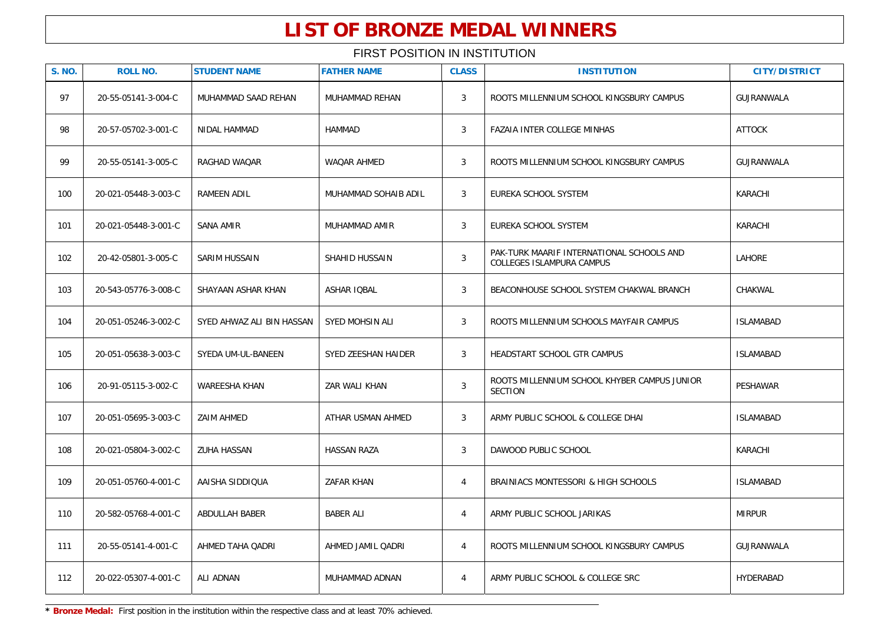# LIST OF BRONZE MEDAL WINNERS

FIRST POSITION IN INSTITUTION

| S. NO. | ROLL NO. | STUDENT NAME | FATHER NAME | CLASS | INSTITUTION | CITY/DISTRICT |
|---|---|---|---|---|---|---|
| 97 | 20-55-05141-3-004-C | MUHAMMAD SAAD REHAN | MUHAMMAD REHAN | 3 | ROOTS MILLENNIUM SCHOOL KINGSBURY CAMPUS | GUJRANWALA |
| 98 | 20-57-05702-3-001-C | NIDAL HAMMAD | HAMMAD | 3 | FAZAIA INTER COLLEGE MINHAS | ATTOCK |
| 99 | 20-55-05141-3-005-C | RAGHAD WAQAR | WAQAR AHMED | 3 | ROOTS MILLENNIUM SCHOOL KINGSBURY CAMPUS | GUJRANWALA |
| 100 | 20-021-05448-3-003-C | RAMEEN ADIL | MUHAMMAD SOHAIB ADIL | 3 | EUREKA SCHOOL SYSTEM | KARACHI |
| 101 | 20-021-05448-3-001-C | SANA AMIR | MUHAMMAD AMIR | 3 | EUREKA SCHOOL SYSTEM | KARACHI |
| 102 | 20-42-05801-3-005-C | SARIM HUSSAIN | SHAHID HUSSAIN | 3 | PAK-TURK MAARIF INTERNATIONAL SCHOOLS AND COLLEGES ISLAMPURA CAMPUS | LAHORE |
| 103 | 20-543-05776-3-008-C | SHAYAAN ASHAR KHAN | ASHAR IQBAL | 3 | BEACONHOUSE SCHOOL SYSTEM CHAKWAL BRANCH | CHAKWAL |
| 104 | 20-051-05246-3-002-C | SYED AHWAZ ALI BIN HASSAN | SYED MOHSIN ALI | 3 | ROOTS MILLENNIUM SCHOOLS MAYFAIR CAMPUS | ISLAMABAD |
| 105 | 20-051-05638-3-003-C | SYEDA UM-UL-BANEEN | SYED ZEESHAN HAIDER | 3 | HEADSTART SCHOOL GTR CAMPUS | ISLAMABAD |
| 106 | 20-91-05115-3-002-C | WAREESHA KHAN | ZAR WALI KHAN | 3 | ROOTS MILLENNIUM SCHOOL KHYBER CAMPUS JUNIOR SECTION | PESHAWAR |
| 107 | 20-051-05695-3-003-C | ZAIM AHMED | ATHAR USMAN AHMED | 3 | ARMY PUBLIC SCHOOL & COLLEGE DHAI | ISLAMABAD |
| 108 | 20-021-05804-3-002-C | ZUHA HASSAN | HASSAN RAZA | 3 | DAWOOD PUBLIC SCHOOL | KARACHI |
| 109 | 20-051-05760-4-001-C | AAISHA SIDDIQUA | ZAFAR KHAN | 4 | BRAINIACS MONTESSORI & HIGH SCHOOLS | ISLAMABAD |
| 110 | 20-582-05768-4-001-C | ABDULLAH BABER | BABER ALI | 4 | ARMY PUBLIC SCHOOL JARIKAS | MIRPUR |
| 111 | 20-55-05141-4-001-C | AHMED TAHA QADRI | AHMED JAMIL QADRI | 4 | ROOTS MILLENNIUM SCHOOL KINGSBURY CAMPUS | GUJRANWALA |
| 112 | 20-022-05307-4-001-C | ALI ADNAN | MUHAMMAD ADNAN | 4 | ARMY PUBLIC SCHOOL & COLLEGE SRC | HYDERABAD |

* **Bronze Medal:** First position in the institution within the respective class and at least 70% achieved.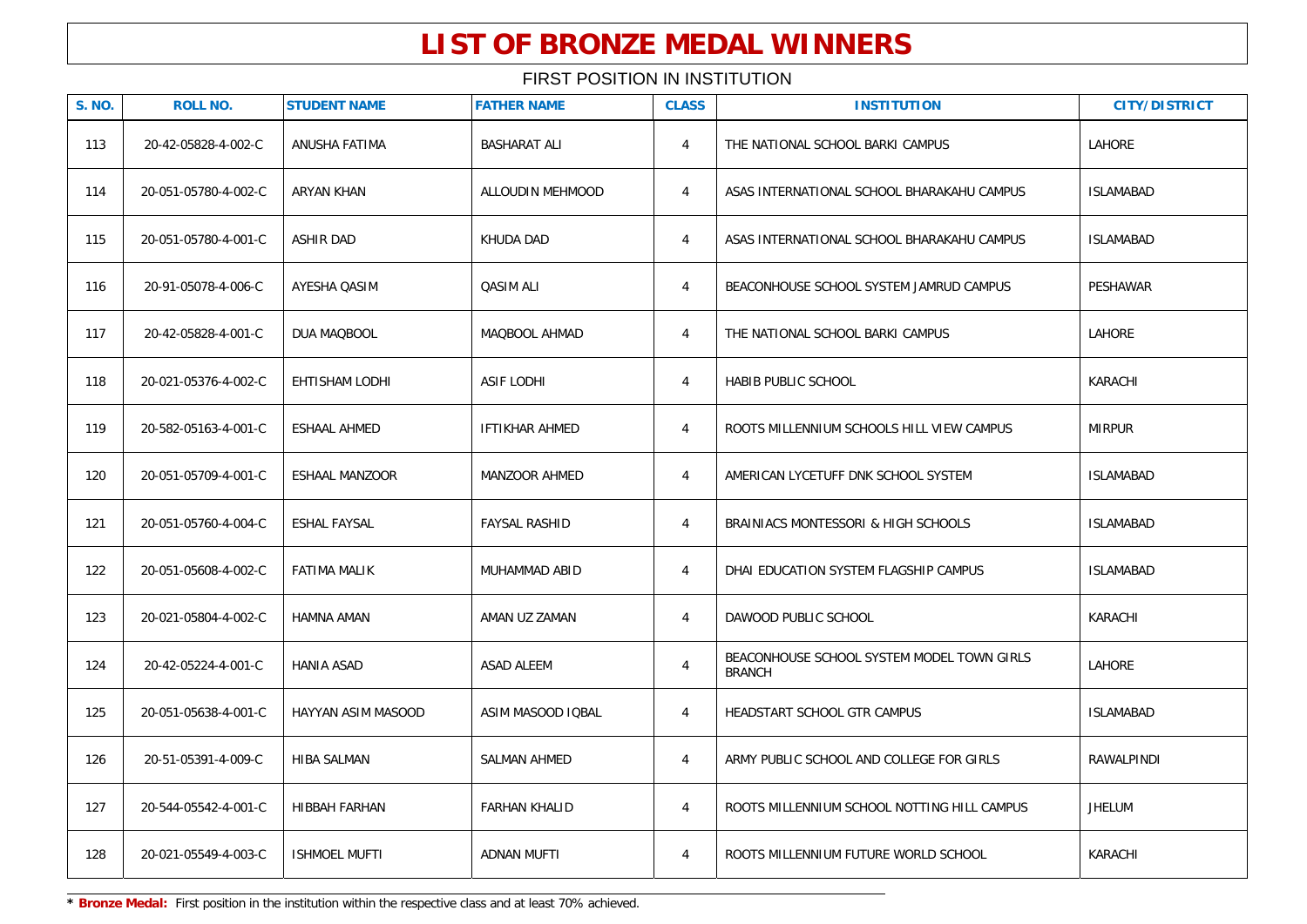# LIST OF BRONZE MEDAL WINNERS

FIRST POSITION IN INSTITUTION

| S. NO. | ROLL NO. | STUDENT NAME | FATHER NAME | CLASS | INSTITUTION | CITY/DISTRICT |
|---|---|---|---|---|---|---|
| 113 | 20-42-05828-4-002-C | ANUSHA FATIMA | BASHARAT ALI | 4 | THE NATIONAL SCHOOL BARKI CAMPUS | LAHORE |
| 114 | 20-051-05780-4-002-C | ARYAN KHAN | ALLOUDIN MEHMOOD | 4 | ASAS INTERNATIONAL SCHOOL BHARAKAHU CAMPUS | ISLAMABAD |
| 115 | 20-051-05780-4-001-C | ASHIR DAD | KHUDA DAD | 4 | ASAS INTERNATIONAL SCHOOL BHARAKAHU CAMPUS | ISLAMABAD |
| 116 | 20-91-05078-4-006-C | AYESHA QASIM | QASIM ALI | 4 | BEACONHOUSE SCHOOL SYSTEM JAMRUD CAMPUS | PESHAWAR |
| 117 | 20-42-05828-4-001-C | DUA MAQBOOL | MAQBOOL AHMAD | 4 | THE NATIONAL SCHOOL BARKI CAMPUS | LAHORE |
| 118 | 20-021-05376-4-002-C | EHTISHAM LODHI | ASIF LODHI | 4 | HABIB PUBLIC SCHOOL | KARACHI |
| 119 | 20-582-05163-4-001-C | ESHAAL AHMED | IFTIKHAR AHMED | 4 | ROOTS MILLENNIUM SCHOOLS HILL VIEW CAMPUS | MIRPUR |
| 120 | 20-051-05709-4-001-C | ESHAAL MANZOOR | MANZOOR AHMED | 4 | AMERICAN LYCETUFF DNK SCHOOL SYSTEM | ISLAMABAD |
| 121 | 20-051-05760-4-004-C | ESHAL FAYSAL | FAYSAL RASHID | 4 | BRAINIACS MONTESSORI & HIGH SCHOOLS | ISLAMABAD |
| 122 | 20-051-05608-4-002-C | FATIMA MALIK | MUHAMMAD ABID | 4 | DHAI EDUCATION SYSTEM FLAGSHIP CAMPUS | ISLAMABAD |
| 123 | 20-021-05804-4-002-C | HAMNA AMAN | AMAN UZ ZAMAN | 4 | DAWOOD PUBLIC SCHOOL | KARACHI |
| 124 | 20-42-05224-4-001-C | HANIA ASAD | ASAD ALEEM | 4 | BEACONHOUSE SCHOOL SYSTEM MODEL TOWN GIRLS BRANCH | LAHORE |
| 125 | 20-051-05638-4-001-C | HAYYAN ASIM MASOOD | ASIM MASOOD IQBAL | 4 | HEADSTART SCHOOL GTR CAMPUS | ISLAMABAD |
| 126 | 20-51-05391-4-009-C | HIBA SALMAN | SALMAN AHMED | 4 | ARMY PUBLIC SCHOOL AND COLLEGE FOR GIRLS | RAWALPINDI |
| 127 | 20-544-05542-4-001-C | HIBBAH FARHAN | FARHAN KHALID | 4 | ROOTS MILLENNIUM SCHOOL NOTTING HILL CAMPUS | JHELUM |
| 128 | 20-021-05549-4-003-C | ISHMOEL MUFTI | ADNAN MUFTI | 4 | ROOTS MILLENNIUM FUTURE WORLD SCHOOL | KARACHI |

* **Bronze Medal:** First position in the institution within the respective class and at least 70% achieved.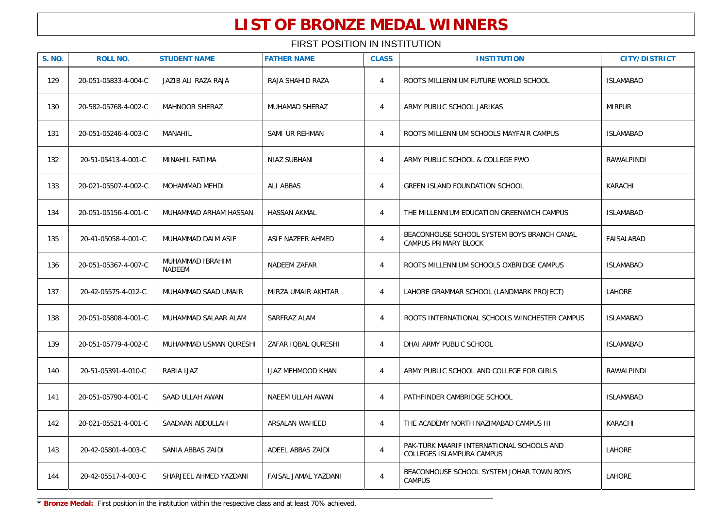# LIST OF BRONZE MEDAL WINNERS

FIRST POSITION IN INSTITUTION

| S. NO. | ROLL NO. | STUDENT NAME | FATHER NAME | CLASS | INSTITUTION | CITY/DISTRICT |
|---|---|---|---|---|---|---|
| 129 | 20-051-05833-4-004-C | JAZIB ALI RAZA RAJA | RAJA SHAHID RAZA | 4 | ROOTS MILLENNIUM FUTURE WORLD SCHOOL | ISLAMABAD |
| 130 | 20-582-05768-4-002-C | MAHNOOR SHERAZ | MUHAMAD SHERAZ | 4 | ARMY PUBLIC SCHOOL JARIKAS | MIRPUR |
| 131 | 20-051-05246-4-003-C | MANAHIL | SAMI UR REHMAN | 4 | ROOTS MILLENNIUM SCHOOLS MAYFAIR CAMPUS | ISLAMABAD |
| 132 | 20-51-05413-4-001-C | MINAHIL FATIMA | NIAZ SUBHANI | 4 | ARMY PUBLIC SCHOOL & COLLEGE FWO | RAWALPINDI |
| 133 | 20-021-05507-4-002-C | MOHAMMAD MEHDI | ALI ABBAS | 4 | GREEN ISLAND FOUNDATION SCHOOL | KARACHI |
| 134 | 20-051-05156-4-001-C | MUHAMMAD ARHAM HASSAN | HASSAN AKMAL | 4 | THE MILLENNIUM EDUCATION GREENWICH CAMPUS | ISLAMABAD |
| 135 | 20-41-05058-4-001-C | MUHAMMAD DAIM ASIF | ASIF NAZEER AHMED | 4 | BEACONHOUSE SCHOOL SYSTEM BOYS BRANCH CANAL CAMPUS PRIMARY BLOCK | FAISALABAD |
| 136 | 20-051-05367-4-007-C | MUHAMMAD IBRAHIM NADEEM | NADEEM ZAFAR | 4 | ROOTS MILLENNIUM SCHOOLS OXBRIDGE CAMPUS | ISLAMABAD |
| 137 | 20-42-05575-4-012-C | MUHAMMAD SAAD UMAIR | MIRZA UMAIR AKHTAR | 4 | LAHORE GRAMMAR SCHOOL (LANDMARK PROJECT) | LAHORE |
| 138 | 20-051-05808-4-001-C | MUHAMMAD SALAAR ALAM | SARFRAZ ALAM | 4 | ROOTS INTERNATIONAL SCHOOLS WINCHESTER CAMPUS | ISLAMABAD |
| 139 | 20-051-05779-4-002-C | MUHAMMAD USMAN QURESHI | ZAFAR IQBAL QURESHI | 4 | DHAI ARMY PUBLIC SCHOOL | ISLAMABAD |
| 140 | 20-51-05391-4-010-C | RABIA IJAZ | IJAZ MEHMOOD KHAN | 4 | ARMY PUBLIC SCHOOL AND COLLEGE FOR GIRLS | RAWALPINDI |
| 141 | 20-051-05790-4-001-C | SAAD ULLAH AWAN | NAEEM ULLAH AWAN | 4 | PATHFINDER CAMBRIDGE SCHOOL | ISLAMABAD |
| 142 | 20-021-05521-4-001-C | SAADAAN ABDULLAH | ARSALAN WAHEED | 4 | THE ACADEMY NORTH NAZIMABAD CAMPUS III | KARACHI |
| 143 | 20-42-05801-4-003-C | SANIA ABBAS ZAIDI | ADEEL ABBAS ZAIDI | 4 | PAK-TURK MAARIF INTERNATIONAL SCHOOLS AND COLLEGES ISLAMPURA CAMPUS | LAHORE |
| 144 | 20-42-05517-4-003-C | SHARJEEL AHMED YAZDANI | FAISAL JAMAL YAZDANI | 4 | BEACONHOUSE SCHOOL SYSTEM JOHAR TOWN BOYS CAMPUS | LAHORE |

* **Bronze Medal:** First position in the institution within the respective class and at least 70% achieved.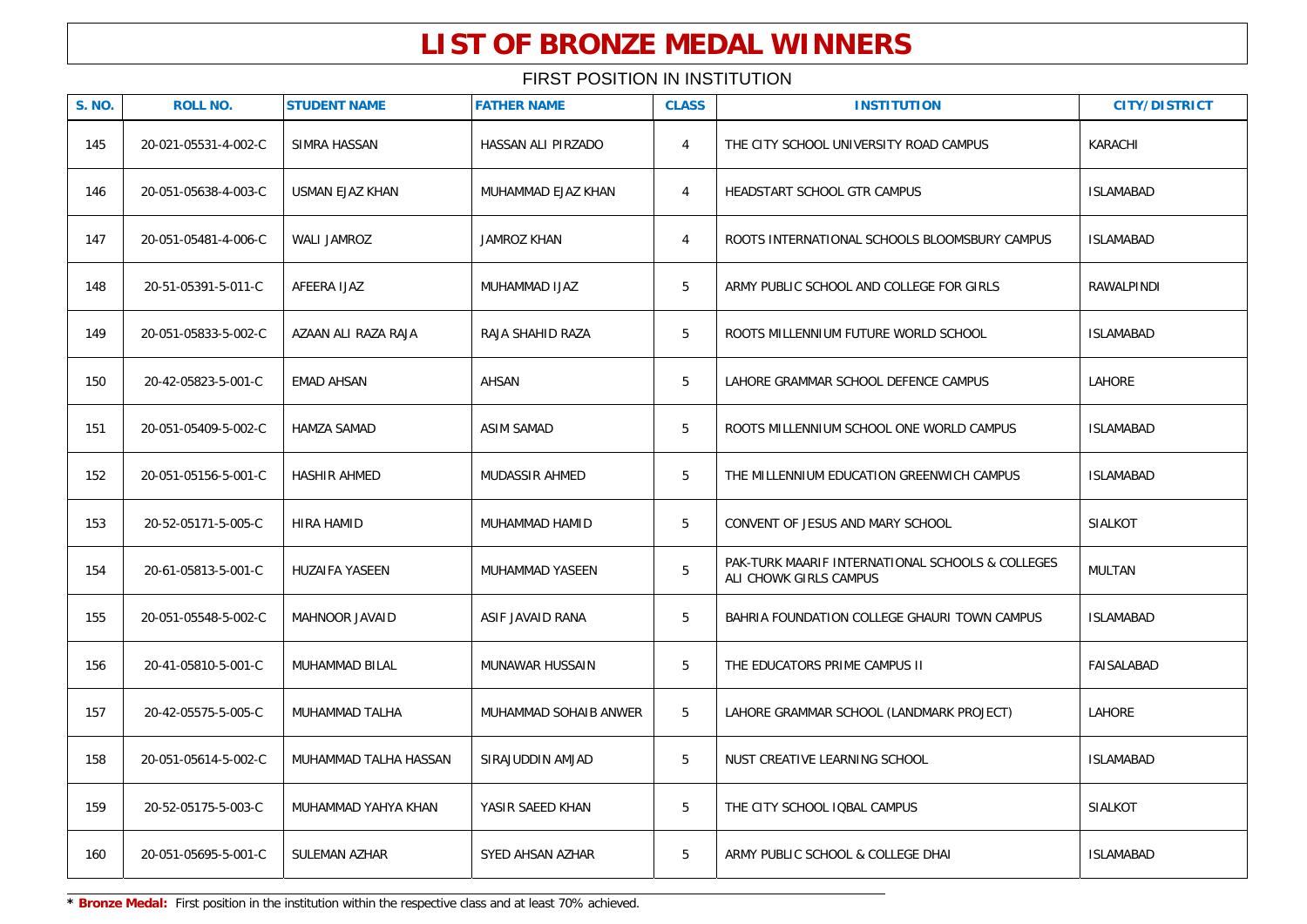# LIST OF BRONZE MEDAL WINNERS

FIRST POSITION IN INSTITUTION

| S. NO. | ROLL NO. | STUDENT NAME | FATHER NAME | CLASS | INSTITUTION | CITY/DISTRICT |
|---|---|---|---|---|---|---|
| 145 | 20-021-05531-4-002-C | SIMRA HASSAN | HASSAN ALI PIRZADO | 4 | THE CITY SCHOOL UNIVERSITY ROAD CAMPUS | KARACHI |
| 146 | 20-051-05638-4-003-C | USMAN EJAZ KHAN | MUHAMMAD EJAZ KHAN | 4 | HEADSTART SCHOOL GTR CAMPUS | ISLAMABAD |
| 147 | 20-051-05481-4-006-C | WALI JAMROZ | JAMROZ KHAN | 4 | ROOTS INTERNATIONAL SCHOOLS BLOOMSBURY CAMPUS | ISLAMABAD |
| 148 | 20-51-05391-5-011-C | AFEERA IJAZ | MUHAMMAD IJAZ | 5 | ARMY PUBLIC SCHOOL AND COLLEGE FOR GIRLS | RAWALPINDI |
| 149 | 20-051-05833-5-002-C | AZAAN ALI RAZA RAJA | RAJA SHAHID RAZA | 5 | ROOTS MILLENNIUM FUTURE WORLD SCHOOL | ISLAMABAD |
| 150 | 20-42-05823-5-001-C | EMAD AHSAN | AHSAN | 5 | LAHORE GRAMMAR SCHOOL DEFENCE CAMPUS | LAHORE |
| 151 | 20-051-05409-5-002-C | HAMZA SAMAD | ASIM SAMAD | 5 | ROOTS MILLENNIUM SCHOOL ONE WORLD CAMPUS | ISLAMABAD |
| 152 | 20-051-05156-5-001-C | HASHIR AHMED | MUDASSIR AHMED | 5 | THE MILLENNIUM EDUCATION GREENWICH CAMPUS | ISLAMABAD |
| 153 | 20-52-05171-5-005-C | HIRA HAMID | MUHAMMAD HAMID | 5 | CONVENT OF JESUS AND MARY SCHOOL | SIALKOT |
| 154 | 20-61-05813-5-001-C | HUZAIFA YASEEN | MUHAMMAD YASEEN | 5 | PAK-TURK MAARIF INTERNATIONAL SCHOOLS & COLLEGES ALI CHOWK GIRLS CAMPUS | MULTAN |
| 155 | 20-051-05548-5-002-C | MAHNOOR JAVAID | ASIF JAVAID RANA | 5 | BAHRIA FOUNDATION COLLEGE GHAURI TOWN CAMPUS | ISLAMABAD |
| 156 | 20-41-05810-5-001-C | MUHAMMAD BILAL | MUNAWAR HUSSAIN | 5 | THE EDUCATORS PRIME CAMPUS II | FAISALABAD |
| 157 | 20-42-05575-5-005-C | MUHAMMAD TALHA | MUHAMMAD SOHAIB ANWER | 5 | LAHORE GRAMMAR SCHOOL (LANDMARK PROJECT) | LAHORE |
| 158 | 20-051-05614-5-002-C | MUHAMMAD TALHA HASSAN | SIRAJUDDIN AMJAD | 5 | NUST CREATIVE LEARNING SCHOOL | ISLAMABAD |
| 159 | 20-52-05175-5-003-C | MUHAMMAD YAHYA KHAN | YASIR SAEED KHAN | 5 | THE CITY SCHOOL IQBAL CAMPUS | SIALKOT |
| 160 | 20-051-05695-5-001-C | SULEMAN AZHAR | SYED AHSAN AZHAR | 5 | ARMY PUBLIC SCHOOL & COLLEGE DHAI | ISLAMABAD |

* **Bronze Medal:** First position in the institution within the respective class and at least 70% achieved.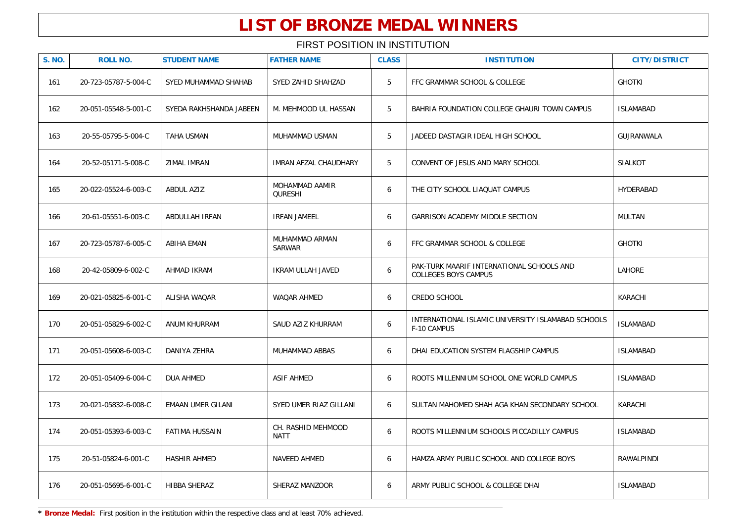# LIST OF BRONZE MEDAL WINNERS

FIRST POSITION IN INSTITUTION

| S. NO. | ROLL NO. | STUDENT NAME | FATHER NAME | CLASS | INSTITUTION | CITY/DISTRICT |
|---|---|---|---|---|---|---|
| 161 | 20-723-05787-5-004-C | SYED MUHAMMAD SHAHAB | SYED ZAHID SHAHZAD | 5 | FFC GRAMMAR SCHOOL & COLLEGE | GHOTKI |
| 162 | 20-051-05548-5-001-C | SYEDA RAKHSHANDA JABEEN | M. MEHMOOD UL HASSAN | 5 | BAHRIA FOUNDATION COLLEGE GHAURI TOWN CAMPUS | ISLAMABAD |
| 163 | 20-55-05795-5-004-C | TAHA USMAN | MUHAMMAD USMAN | 5 | JADEED DASTAGIR IDEAL HIGH SCHOOL | GUJRANWALA |
| 164 | 20-52-05171-5-008-C | ZIMAL IMRAN | IMRAN AFZAL CHAUDHARY | 5 | CONVENT OF JESUS AND MARY SCHOOL | SIALKOT |
| 165 | 20-022-05524-6-003-C | ABDUL AZIZ | MOHAMMAD AAMIR QURESHI | 6 | THE CITY SCHOOL LIAQUAT CAMPUS | HYDERABAD |
| 166 | 20-61-05551-6-003-C | ABDULLAH IRFAN | IRFAN JAMEEL | 6 | GARRISON ACADEMY MIDDLE SECTION | MULTAN |
| 167 | 20-723-05787-6-005-C | ABIHA EMAN | MUHAMMAD ARMAN SARWAR | 6 | FFC GRAMMAR SCHOOL & COLLEGE | GHOTKI |
| 168 | 20-42-05809-6-002-C | AHMAD IKRAM | IKRAM ULLAH JAVED | 6 | PAK-TURK MAARIF INTERNATIONAL SCHOOLS AND COLLEGES BOYS CAMPUS | LAHORE |
| 169 | 20-021-05825-6-001-C | ALISHA WAQAR | WAQAR AHMED | 6 | CREDO SCHOOL | KARACHI |
| 170 | 20-051-05829-6-002-C | ANUM KHURRAM | SAUD AZIZ KHURRAM | 6 | INTERNATIONAL ISLAMIC UNIVERSITY ISLAMABAD SCHOOLS F-10 CAMPUS | ISLAMABAD |
| 171 | 20-051-05608-6-003-C | DANIYA ZEHRA | MUHAMMAD ABBAS | 6 | DHAI EDUCATION SYSTEM FLAGSHIP CAMPUS | ISLAMABAD |
| 172 | 20-051-05409-6-004-C | DUA AHMED | ASIF AHMED | 6 | ROOTS MILLENNIUM SCHOOL ONE WORLD CAMPUS | ISLAMABAD |
| 173 | 20-021-05832-6-008-C | EMAAN UMER GILANI | SYED UMER RIAZ GILLANI | 6 | SULTAN MAHOMED SHAH AGA KHAN SECONDARY SCHOOL | KARACHI |
| 174 | 20-051-05393-6-003-C | FATIMA HUSSAIN | CH. RASHID MEHMOOD NATT | 6 | ROOTS MILLENNIUM SCHOOLS PICCADILLY CAMPUS | ISLAMABAD |
| 175 | 20-51-05824-6-001-C | HASHIR AHMED | NAVEED AHMED | 6 | HAMZA ARMY PUBLIC SCHOOL AND COLLEGE BOYS | RAWALPINDI |
| 176 | 20-051-05695-6-001-C | HIBBA SHERAZ | SHERAZ MANZOOR | 6 | ARMY PUBLIC SCHOOL & COLLEGE DHAI | ISLAMABAD |

* **Bronze Medal:** First position in the institution within the respective class and at least 70% achieved.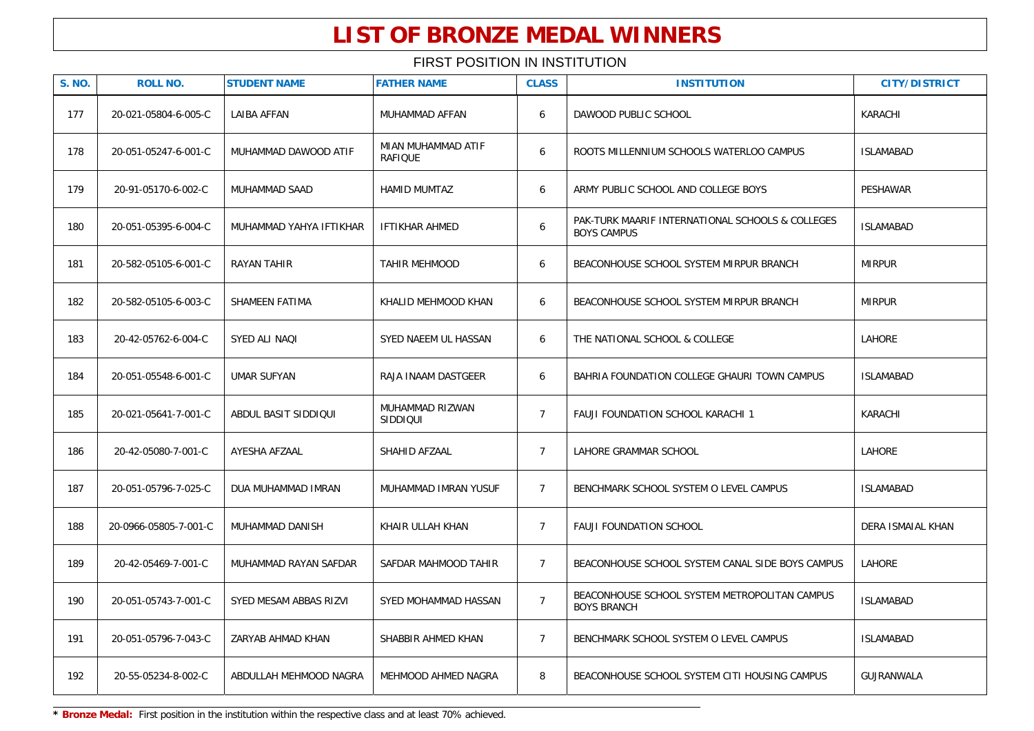# LIST OF BRONZE MEDAL WINNERS

FIRST POSITION IN INSTITUTION

| S. NO. | ROLL NO. | STUDENT NAME | FATHER NAME | CLASS | INSTITUTION | CITY/DISTRICT |
|---|---|---|---|---|---|---|
| 177 | 20-021-05804-6-005-C | LAIBA AFFAN | MUHAMMAD AFFAN | 6 | DAWOOD PUBLIC SCHOOL | KARACHI |
| 178 | 20-051-05247-6-001-C | MUHAMMAD DAWOOD ATIF | MIAN MUHAMMAD ATIF RAFIQUE | 6 | ROOTS MILLENNIUM SCHOOLS WATERLOO CAMPUS | ISLAMABAD |
| 179 | 20-91-05170-6-002-C | MUHAMMAD SAAD | HAMID MUMTAZ | 6 | ARMY PUBLIC SCHOOL AND COLLEGE BOYS | PESHAWAR |
| 180 | 20-051-05395-6-004-C | MUHAMMAD YAHYA IFTIKHAR | IFTIKHAR AHMED | 6 | PAK-TURK MAARIF INTERNATIONAL SCHOOLS & COLLEGES BOYS CAMPUS | ISLAMABAD |
| 181 | 20-582-05105-6-001-C | RAYAN TAHIR | TAHIR MEHMOOD | 6 | BEACONHOUSE SCHOOL SYSTEM MIRPUR BRANCH | MIRPUR |
| 182 | 20-582-05105-6-003-C | SHAMEEN FATIMA | KHALID MEHMOOD KHAN | 6 | BEACONHOUSE SCHOOL SYSTEM MIRPUR BRANCH | MIRPUR |
| 183 | 20-42-05762-6-004-C | SYED ALI NAQI | SYED NAEEM UL HASSAN | 6 | THE NATIONAL SCHOOL & COLLEGE | LAHORE |
| 184 | 20-051-05548-6-001-C | UMAR SUFYAN | RAJA INAAM DASTGEER | 6 | BAHRIA FOUNDATION COLLEGE GHAURI TOWN CAMPUS | ISLAMABAD |
| 185 | 20-021-05641-7-001-C | ABDUL BASIT SIDDIQUI | MUHAMMAD RIZWAN SIDDIQUI | 7 | FAUJI FOUNDATION SCHOOL KARACHI 1 | KARACHI |
| 186 | 20-42-05080-7-001-C | AYESHA AFZAAL | SHAHID AFZAAL | 7 | LAHORE GRAMMAR SCHOOL | LAHORE |
| 187 | 20-051-05796-7-025-C | DUA MUHAMMAD IMRAN | MUHAMMAD IMRAN YUSUF | 7 | BENCHMARK SCHOOL SYSTEM O LEVEL CAMPUS | ISLAMABAD |
| 188 | 20-0966-05805-7-001-C | MUHAMMAD DANISH | KHAIR ULLAH KHAN | 7 | FAUJI FOUNDATION SCHOOL | DERA ISMAIAL KHAN |
| 189 | 20-42-05469-7-001-C | MUHAMMAD RAYAN SAFDAR | SAFDAR MAHMOOD TAHIR | 7 | BEACONHOUSE SCHOOL SYSTEM CANAL SIDE BOYS CAMPUS | LAHORE |
| 190 | 20-051-05743-7-001-C | SYED MESAM ABBAS RIZVI | SYED MOHAMMAD HASSAN | 7 | BEACONHOUSE SCHOOL SYSTEM METROPOLITAN CAMPUS BOYS BRANCH | ISLAMABAD |
| 191 | 20-051-05796-7-043-C | ZARYAB AHMAD KHAN | SHABBIR AHMED KHAN | 7 | BENCHMARK SCHOOL SYSTEM O LEVEL CAMPUS | ISLAMABAD |
| 192 | 20-55-05234-8-002-C | ABDULLAH MEHMOOD NAGRA | MEHMOOD AHMED NAGRA | 8 | BEACONHOUSE SCHOOL SYSTEM CITI HOUSING CAMPUS | GUJRANWALA |

* **Bronze Medal:** First position in the institution within the respective class and at least 70% achieved.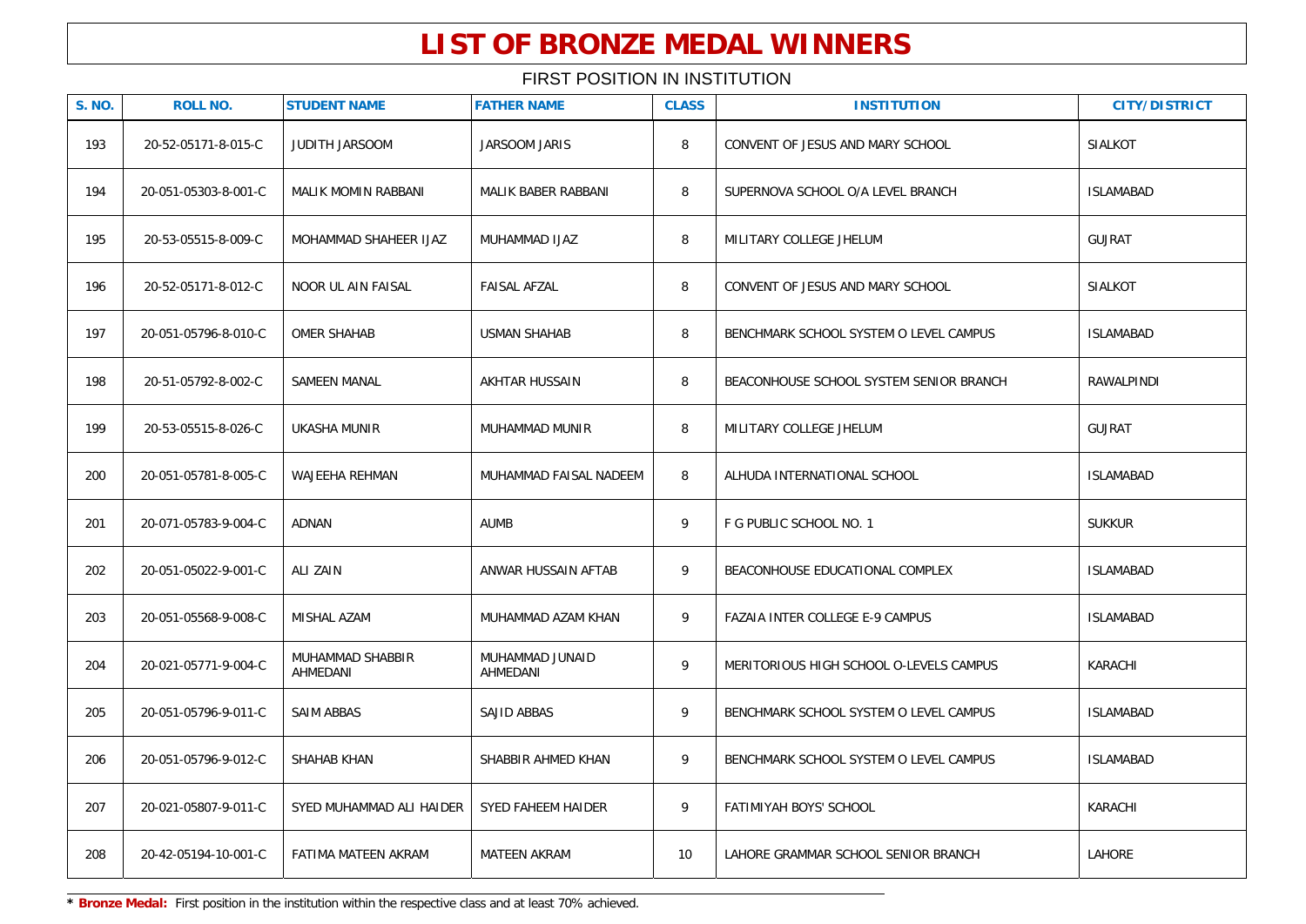# LIST OF BRONZE MEDAL WINNERS

FIRST POSITION IN INSTITUTION

| S. NO. | ROLL NO. | STUDENT NAME | FATHER NAME | CLASS | INSTITUTION | CITY/DISTRICT |
|---|---|---|---|---|---|---|
| 193 | 20-52-05171-8-015-C | JUDITH JARSOOM | JARSOOM JARIS | 8 | CONVENT OF JESUS AND MARY SCHOOL | SIALKOT |
| 194 | 20-051-05303-8-001-C | MALIK MOMIN RABBANI | MALIK BABER RABBANI | 8 | SUPERNOVA SCHOOL O/A LEVEL BRANCH | ISLAMABAD |
| 195 | 20-53-05515-8-009-C | MOHAMMAD SHAHEER IJAZ | MUHAMMAD IJAZ | 8 | MILITARY COLLEGE JHELUM | GUJRAT |
| 196 | 20-52-05171-8-012-C | NOOR UL AIN FAISAL | FAISAL AFZAL | 8 | CONVENT OF JESUS AND MARY SCHOOL | SIALKOT |
| 197 | 20-051-05796-8-010-C | OMER SHAHAB | USMAN SHAHAB | 8 | BENCHMARK SCHOOL SYSTEM O LEVEL CAMPUS | ISLAMABAD |
| 198 | 20-51-05792-8-002-C | SAMEEN MANAL | AKHTAR HUSSAIN | 8 | BEACONHOUSE SCHOOL SYSTEM SENIOR BRANCH | RAWALPINDI |
| 199 | 20-53-05515-8-026-C | UKASHA MUNIR | MUHAMMAD MUNIR | 8 | MILITARY COLLEGE JHELUM | GUJRAT |
| 200 | 20-051-05781-8-005-C | WAJEEHA REHMAN | MUHAMMAD FAISAL NADEEM | 8 | ALHUDA INTERNATIONAL SCHOOL | ISLAMABAD |
| 201 | 20-071-05783-9-004-C | ADNAN | AUMB | 9 | F G PUBLIC SCHOOL NO. 1 | SUKKUR |
| 202 | 20-051-05022-9-001-C | ALI ZAIN | ANWAR HUSSAIN AFTAB | 9 | BEACONHOUSE EDUCATIONAL COMPLEX | ISLAMABAD |
| 203 | 20-051-05568-9-008-C | MISHAL AZAM | MUHAMMAD AZAM KHAN | 9 | FAZAIA INTER COLLEGE E-9 CAMPUS | ISLAMABAD |
| 204 | 20-021-05771-9-004-C | MUHAMMAD SHABBIR AHMEDANI | MUHAMMAD JUNAID AHMEDANI | 9 | MERITORIOUS HIGH SCHOOL O-LEVELS CAMPUS | KARACHI |
| 205 | 20-051-05796-9-011-C | SAIM ABBAS | SAJID ABBAS | 9 | BENCHMARK SCHOOL SYSTEM O LEVEL CAMPUS | ISLAMABAD |
| 206 | 20-051-05796-9-012-C | SHAHAB KHAN | SHABBIR AHMED KHAN | 9 | BENCHMARK SCHOOL SYSTEM O LEVEL CAMPUS | ISLAMABAD |
| 207 | 20-021-05807-9-011-C | SYED MUHAMMAD ALI HAIDER | SYED FAHEEM HAIDER | 9 | FATIMIYAH BOYS' SCHOOL | KARACHI |
| 208 | 20-42-05194-10-001-C | FATIMA MATEEN AKRAM | MATEEN AKRAM | 10 | LAHORE GRAMMAR SCHOOL SENIOR BRANCH | LAHORE |

* **Bronze Medal:** First position in the institution within the respective class and at least 70% achieved.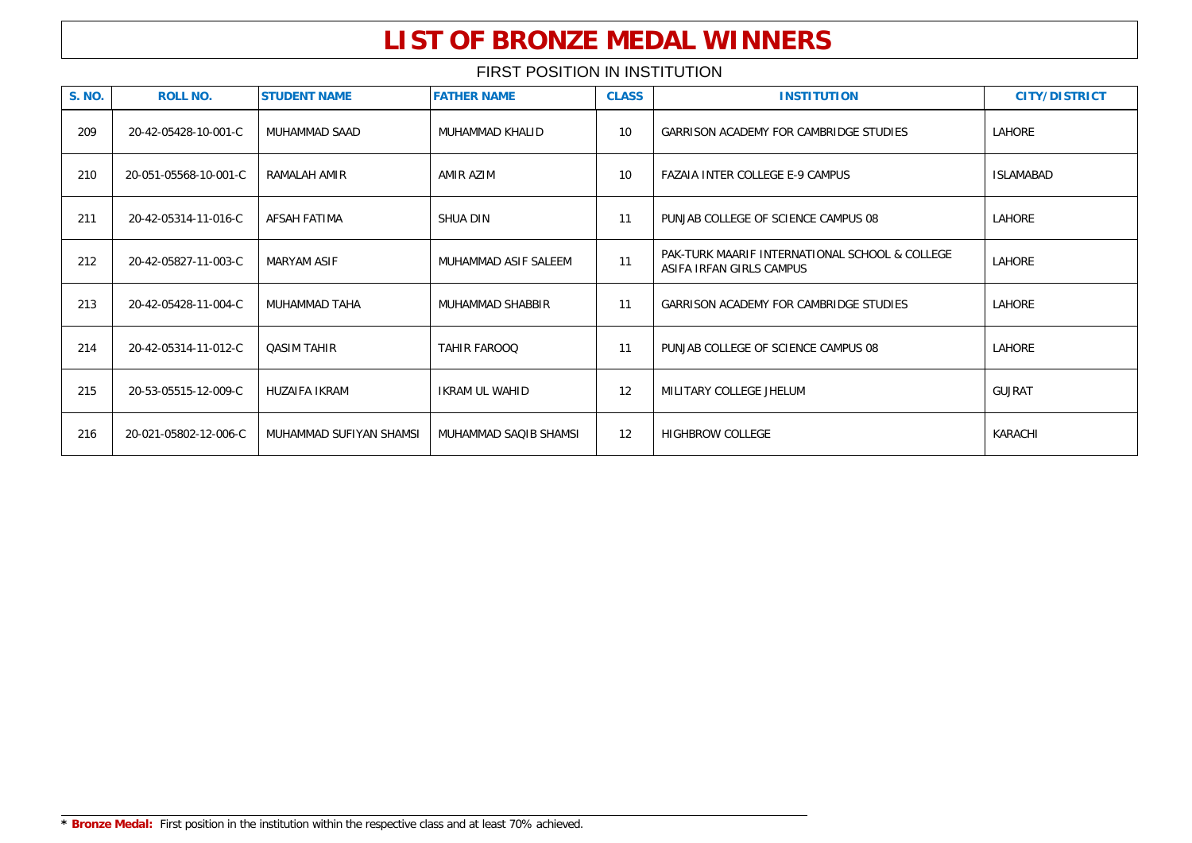# LIST OF BRONZE MEDAL WINNERS

FIRST POSITION IN INSTITUTION

| S. NO. | ROLL NO. | STUDENT NAME | FATHER NAME | CLASS | INSTITUTION | CITY/DISTRICT |
|---|---|---|---|---|---|---|
| 209 | 20-42-05428-10-001-C | MUHAMMAD SAAD | MUHAMMAD KHALID | 10 | GARRISON ACADEMY FOR CAMBRIDGE STUDIES | LAHORE |
| 210 | 20-051-05568-10-001-C | RAMALAH AMIR | AMIR AZIM | 10 | FAZAIA INTER COLLEGE E-9 CAMPUS | ISLAMABAD |
| 211 | 20-42-05314-11-016-C | AFSAH FATIMA | SHUA DIN | 11 | PUNJAB COLLEGE OF SCIENCE CAMPUS 08 | LAHORE |
| 212 | 20-42-05827-11-003-C | MARYAM ASIF | MUHAMMAD ASIF SALEEM | 11 | PAK-TURK MAARIF INTERNATIONAL SCHOOL & COLLEGE ASIFA IRFAN GIRLS CAMPUS | LAHORE |
| 213 | 20-42-05428-11-004-C | MUHAMMAD TAHA | MUHAMMAD SHABBIR | 11 | GARRISON ACADEMY FOR CAMBRIDGE STUDIES | LAHORE |
| 214 | 20-42-05314-11-012-C | QASIM TAHIR | TAHIR FAROOQ | 11 | PUNJAB COLLEGE OF SCIENCE CAMPUS 08 | LAHORE |
| 215 | 20-53-05515-12-009-C | HUZAIFA IKRAM | IKRAM UL WAHID | 12 | MILITARY COLLEGE JHELUM | GUJRAT |
| 216 | 20-021-05802-12-006-C | MUHAMMAD SUFIYAN SHAMSI | MUHAMMAD SAQIB SHAMSI | 12 | HIGHBROW COLLEGE | KARACHI |

* **Bronze Medal:** First position in the institution within the respective class and at least 70% achieved.